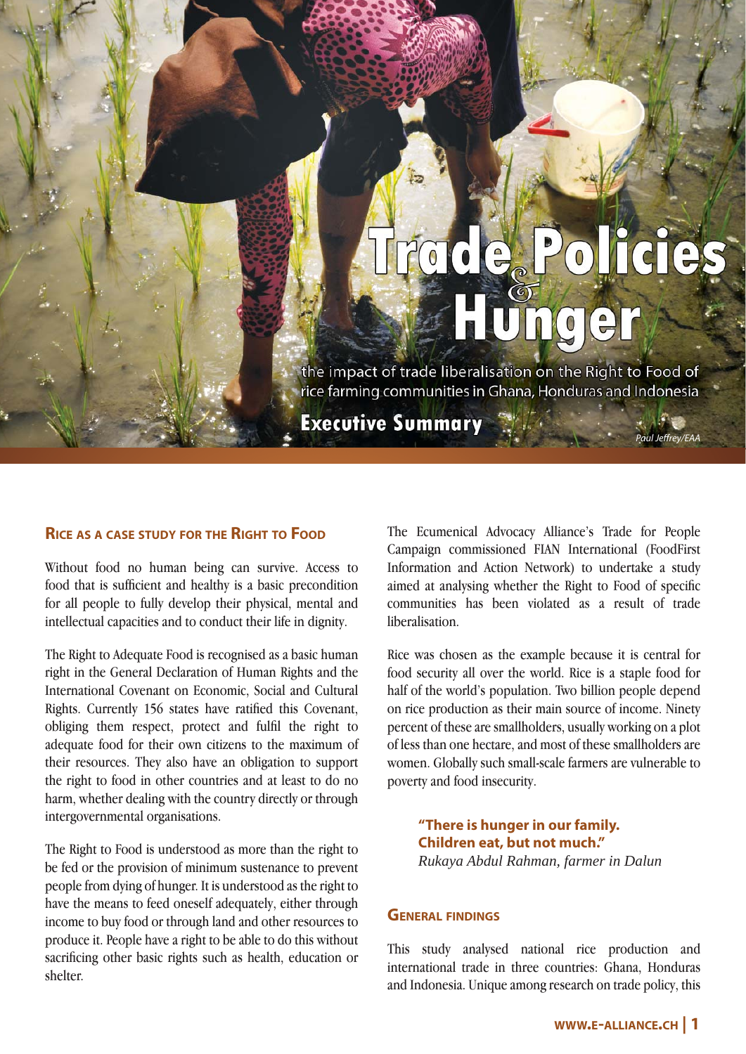# Trade Policies & Hunger

the impact of trade liberalisation on the Right to Food of rice farming communities in Ghana, Honduras and Indonesia

## Executive Summary

Paul Jeffrey/EAA

### Rice as a case study for the Right to Food

Without food no human being can survive. Access to food that is sufficient and healthy is a basic precondition for all people to fully develop their physical, mental and intellectual capacities and to conduct their life in dignity.

The Right to Adequate Food is recognised as a basic human right in the General Declaration of Human Rights and the International Covenant on Economic, Social and Cultural Rights. Currently 156 states have ratified this Covenant, obliging them respect, protect and fulfil the right to adequate food for their own citizens to the maximum of their resources. They also have an obligation to support the right to food in other countries and at least to do no harm, whether dealing with the country directly or through intergovernmental organisations.

The Right to Food is understood as more than the right to be fed or the provision of minimum sustenance to prevent people from dying of hunger. It is understood as the right to have the means to feed oneself adequately, either through income to buy food or through land and other resources to produce it. People have a right to be able to do this without sacrificing other basic rights such as health, education or shelter.

The Ecumenical Advocacy Alliance's Trade for People Campaign commissioned FIAN International (FoodFirst Information and Action Network) to undertake a study aimed at analysing whether the Right to Food of specific communities has been violated as a result of trade liberalisation.

Rice was chosen as the example because it is central for food security all over the world. Rice is a staple food for half of the world's population. Two billion people depend on rice production as their main source of income. Ninety percent of these are smallholders, usually working on a plot of less than one hectare, and most of these smallholders are women. Globally such small-scale farmers are vulnerable to poverty and food insecurity.

> **"There is hunger in our family. Children eat, but not much."**
> *Rukaya Abdul Rahman, farmer in Dalun*

### General findings

This study analysed national rice production and international trade in three countries: Ghana, Honduras and Indonesia. Unique among research on trade policy, this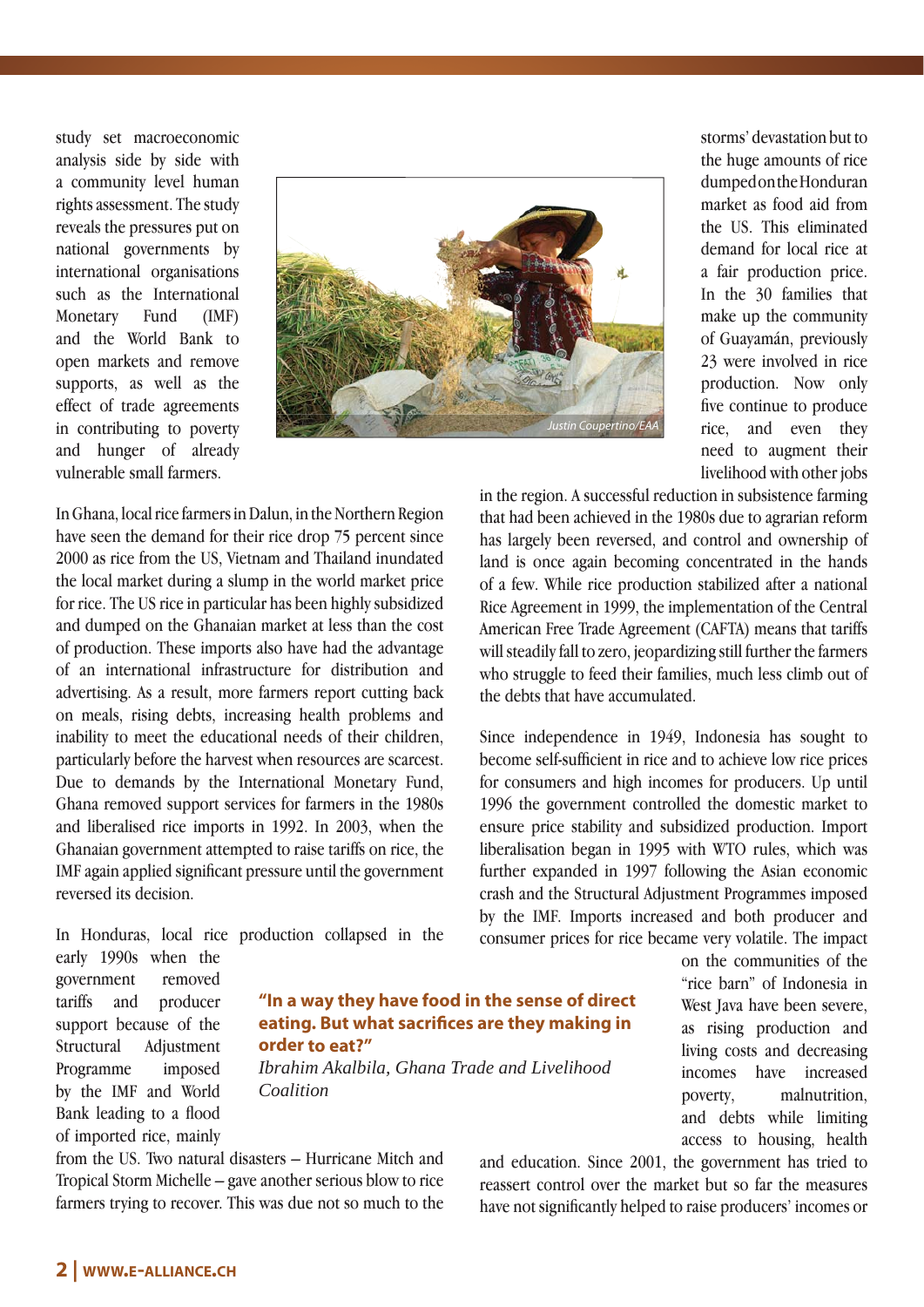study set macroeconomic analysis side by side with a community level human rights assessment. The study reveals the pressures put on national governments by international organisations such as the International Monetary Fund (IMF) and the World Bank to open markets and remove supports, as well as the effect of trade agreements in contributing to poverty and hunger of already vulnerable small farmers.

Justin Coupertino/EAA

In Ghana, local rice farmers in Dalun, in the Northern Region have seen the demand for their rice drop 75 percent since 2000 as rice from the US, Vietnam and Thailand inundated the local market during a slump in the world market price for rice. The US rice in particular has been highly subsidized and dumped on the Ghanaian market at less than the cost of production. These imports also have had the advantage of an international infrastructure for distribution and advertising. As a result, more farmers report cutting back on meals, rising debts, increasing health problems and inability to meet the educational needs of their children, particularly before the harvest when resources are scarcest. Due to demands by the International Monetary Fund, Ghana removed support services for farmers in the 1980s and liberalised rice imports in 1992. In 2003, when the Ghanaian government attempted to raise tariffs on rice, the IMF again applied significant pressure until the government reversed its decision.

In Honduras, local rice production collapsed in the early 1990s when the government removed tariffs and producer support because of the Structural Adjustment Programme imposed by the IMF and World Bank leading to a flood of imported rice, mainly from the US. Two natural disasters – Hurricane Mitch and Tropical Storm Michelle – gave another serious blow to rice farmers trying to recover. This was due not so much to the storms' devastation but to the huge amounts of rice dumped on the Honduran market as food aid from the US. This eliminated demand for local rice at a fair production price. In the 30 families that make up the community of Guayamán, previously 23 were involved in rice production. Now only five continue to produce rice, and even they need to augment their livelihood with other jobs in the region. A successful reduction in subsistence farming that had been achieved in the 1980s due to agrarian reform has largely been reversed, and control and ownership of land is once again becoming concentrated in the hands of a few. While rice production stabilized after a national Rice Agreement in 1999, the implementation of the Central American Free Trade Agreement (CAFTA) means that tariffs will steadily fall to zero, jeopardizing still further the farmers who struggle to feed their families, much less climb out of the debts that have accumulated.

> **"In a way they have food in the sense of direct eating. But what sacrifices are they making in order to eat?"**
> *Ibrahim Akalbila, Ghana Trade and Livelihood Coalition*

Since independence in 1949, Indonesia has sought to become self-sufficient in rice and to achieve low rice prices for consumers and high incomes for producers. Up until 1996 the government controlled the domestic market to ensure price stability and subsidized production. Import liberalisation began in 1995 with WTO rules, which was further expanded in 1997 following the Asian economic crash and the Structural Adjustment Programmes imposed by the IMF. Imports increased and both producer and consumer prices for rice became very volatile. The impact on the communities of the "rice barn" of Indonesia in West Java have been severe, as rising production and living costs and decreasing incomes have increased poverty, malnutrition, and debts while limiting access to housing, health and education. Since 2001, the government has tried to reassert control over the market but so far the measures have not significantly helped to raise producers' incomes or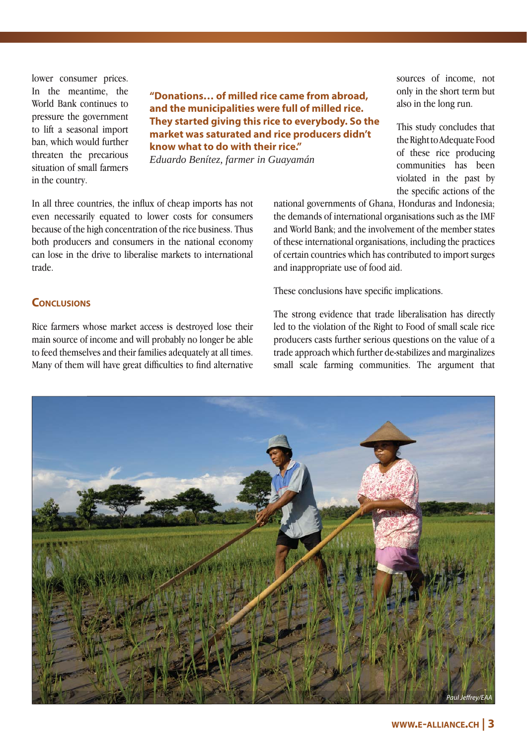lower consumer prices. In the meantime, the World Bank continues to pressure the government to lift a seasonal import ban, which would further threaten the precarious situation of small farmers in the country.

**"Donations… of milled rice came from abroad, and the municipalities were full of milled rice. They started giving this rice to everybody. So the market was saturated and rice producers didn't know what to do with their rice."**
*Eduardo Benítez, farmer in Guayamán*

In all three countries, the influx of cheap imports has not even necessarily equated to lower costs for consumers because of the high concentration of the rice business. Thus both producers and consumers in the national economy can lose in the drive to liberalise markets to international trade.

## Conclusions

Rice farmers whose market access is destroyed lose their main source of income and will probably no longer be able to feed themselves and their families adequately at all times. Many of them will have great difficulties to find alternative sources of income, not only in the short term but also in the long run.

This study concludes that the Right to Adequate Food of these rice producing communities has been violated in the past by the specific actions of the national governments of Ghana, Honduras and Indonesia; the demands of international organisations such as the IMF and World Bank; and the involvement of the member states of these international organisations, including the practices of certain countries which has contributed to import surges and inappropriate use of food aid.

These conclusions have specific implications.

The strong evidence that trade liberalisation has directly led to the violation of the Right to Food of small scale rice producers casts further serious questions on the value of a trade approach which further de-stabilizes and marginalizes small scale farming communities. The argument that

Paul Jeffrey/EAA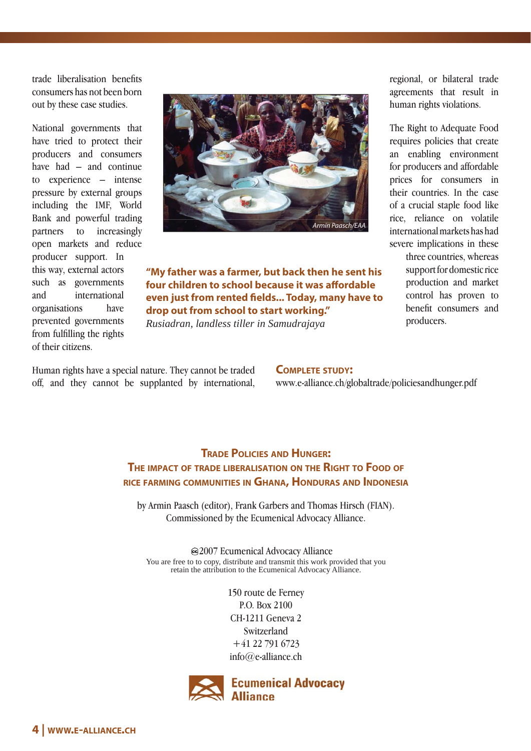trade liberalisation benefits consumers has not been born out by these case studies.

National governments that have tried to protect their producers and consumers have had – and continue to experience – intense pressure by external groups including the IMF, World Bank and powerful trading partners to increasingly open markets and reduce producer support. In this way, external actors such as governments and international organisations have prevented governments from fulfilling the rights of their citizens.

Armin Paasch/EAA

**"My father was a farmer, but back then he sent his four children to school because it was affordable even just from rented fields... Today, many have to drop out from school to start working."**
*Rusiadran, landless tiller in Samudrajaya*

regional, or bilateral trade agreements that result in human rights violations.

The Right to Adequate Food requires policies that create an enabling environment for producers and affordable prices for consumers in their countries. In the case of a crucial staple food like rice, reliance on volatile international markets has had severe implications in these three countries, whereas support for domestic rice production and market control has proven to benefit consumers and producers.

Human rights have a special nature. They cannot be traded off, and they cannot be supplanted by international,

**COMPLETE STUDY:**
www.e-alliance.ch/globaltrade/policiesandhunger.pdf

## TRADE POLICIES AND HUNGER:
## THE IMPACT OF TRADE LIBERALISATION ON THE RIGHT TO FOOD OF RICE FARMING COMMUNITIES IN GHANA, HONDURAS AND INDONESIA

by Armin Paasch (editor), Frank Garbers and Thomas Hirsch (FIAN).
Commissioned by the Ecumenical Advocacy Alliance.

©2007 Ecumenical Advocacy Alliance
You are free to to copy, distribute and transmit this work provided that you retain the attribution to the Ecumenical Advocacy Alliance.

150 route de Ferney
P.O. Box 2100
CH-1211 Geneva 2
Switzerland
+41 22 791 6723
info@e-alliance.ch

Ecumenical Advocacy Alliance